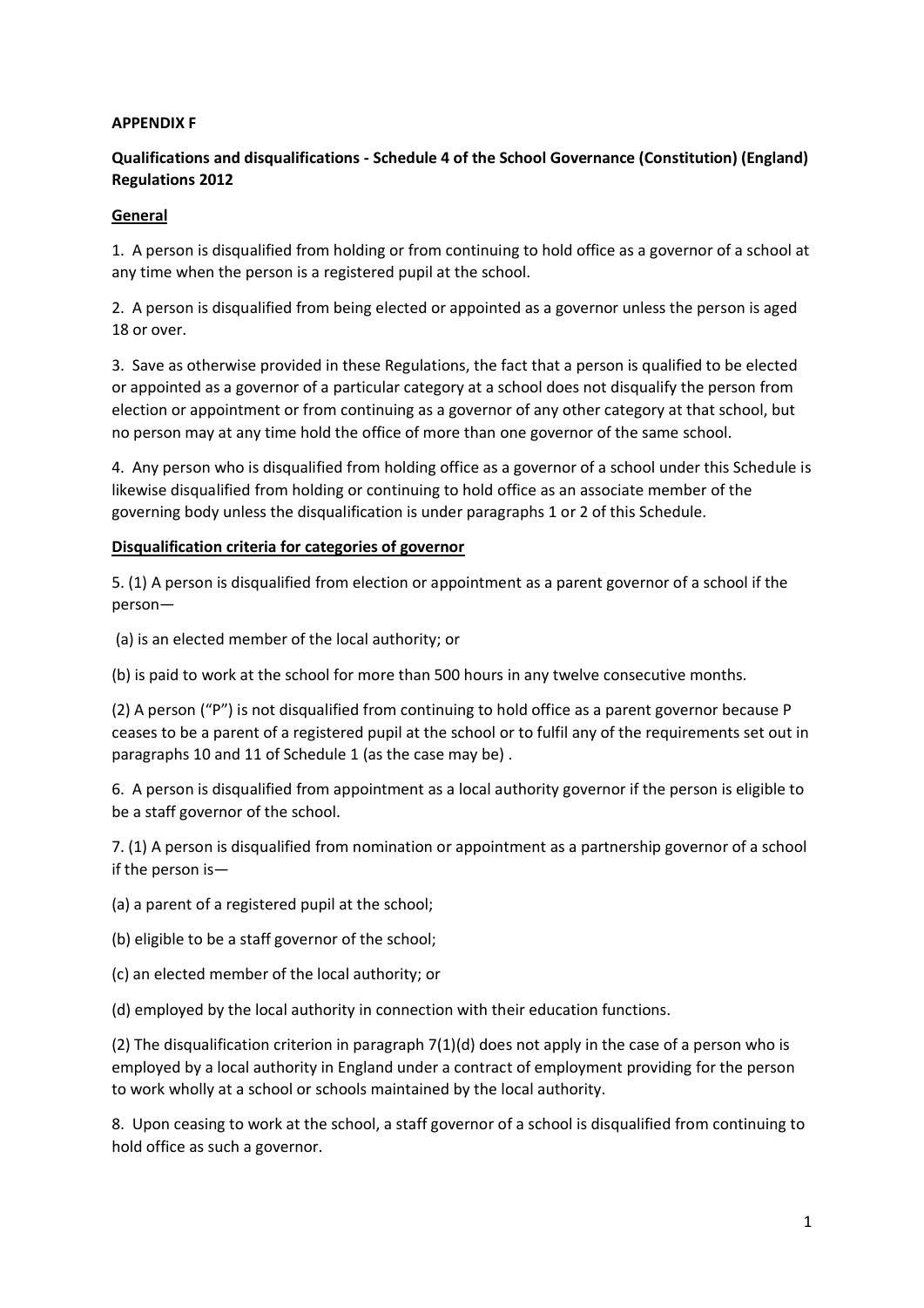**APPENDIX F**

**Qualifications and disqualifications - Schedule 4 of the School Governance (Constitution) (England) Regulations 2012**

**General**

1. A person is disqualified from holding or from continuing to hold office as a governor of a school at any time when the person is a registered pupil at the school.

2. A person is disqualified from being elected or appointed as a governor unless the person is aged 18 or over.

3. Save as otherwise provided in these Regulations, the fact that a person is qualified to be elected or appointed as a governor of a particular category at a school does not disqualify the person from election or appointment or from continuing as a governor of any other category at that school, but no person may at any time hold the office of more than one governor of the same school.

4. Any person who is disqualified from holding office as a governor of a school under this Schedule is likewise disqualified from holding or continuing to hold office as an associate member of the governing body unless the disqualification is under paragraphs 1 or 2 of this Schedule.

**Disqualification criteria for categories of governor**

5. (1) A person is disqualified from election or appointment as a parent governor of a school if the person—

(a) is an elected member of the local authority; or

(b) is paid to work at the school for more than 500 hours in any twelve consecutive months.

(2) A person ("P") is not disqualified from continuing to hold office as a parent governor because P ceases to be a parent of a registered pupil at the school or to fulfil any of the requirements set out in paragraphs 10 and 11 of Schedule 1 (as the case may be) .

6. A person is disqualified from appointment as a local authority governor if the person is eligible to be a staff governor of the school.

7. (1) A person is disqualified from nomination or appointment as a partnership governor of a school if the person is—

(a) a parent of a registered pupil at the school;

(b) eligible to be a staff governor of the school;

(c) an elected member of the local authority; or

(d) employed by the local authority in connection with their education functions.

(2) The disqualification criterion in paragraph 7(1)(d) does not apply in the case of a person who is employed by a local authority in England under a contract of employment providing for the person to work wholly at a school or schools maintained by the local authority.

8. Upon ceasing to work at the school, a staff governor of a school is disqualified from continuing to hold office as such a governor.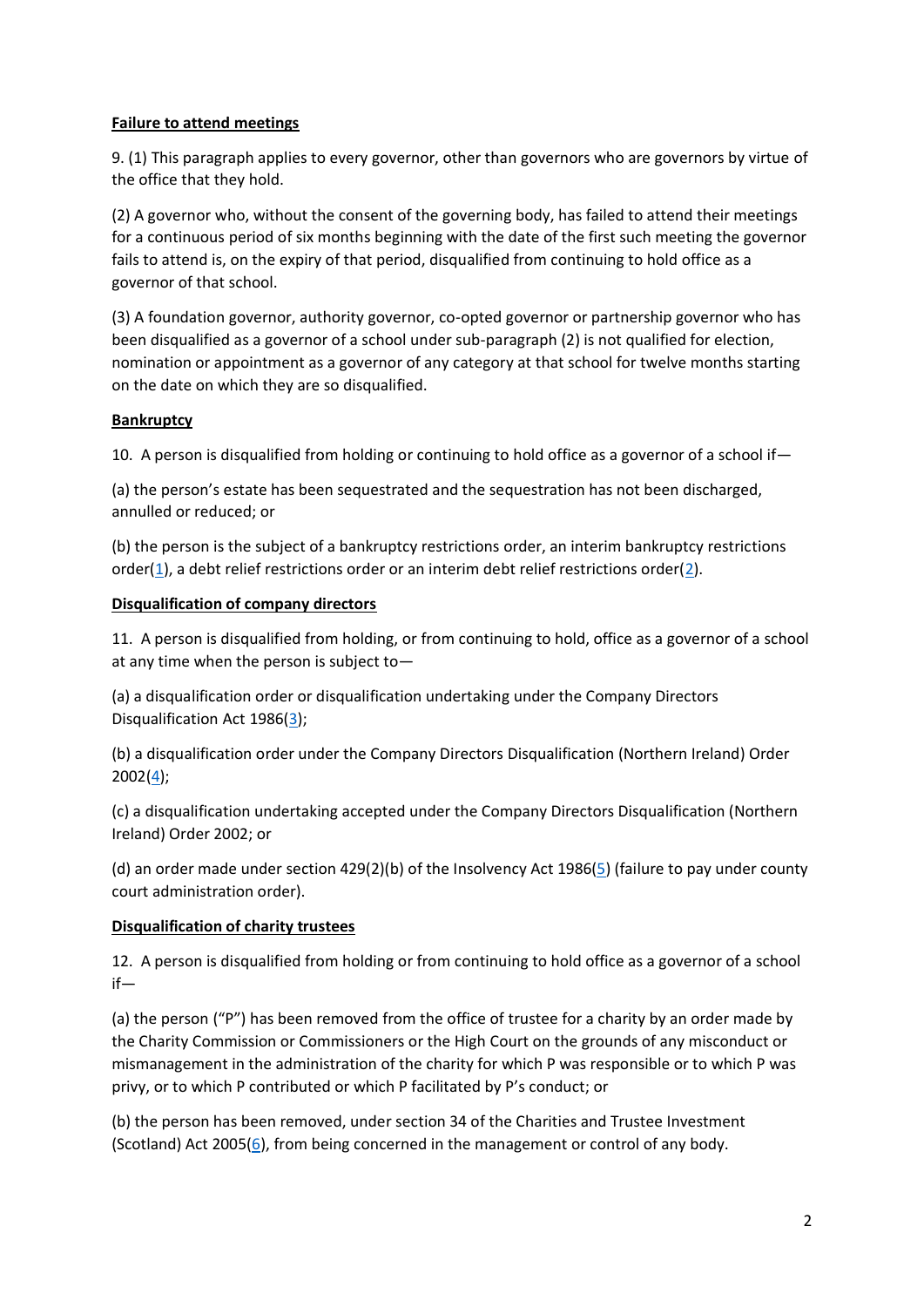**Failure to attend meetings**

9. (1) This paragraph applies to every governor, other than governors who are governors by virtue of the office that they hold.

(2) A governor who, without the consent of the governing body, has failed to attend their meetings for a continuous period of six months beginning with the date of the first such meeting the governor fails to attend is, on the expiry of that period, disqualified from continuing to hold office as a governor of that school.

(3) A foundation governor, authority governor, co-opted governor or partnership governor who has been disqualified as a governor of a school under sub-paragraph (2) is not qualified for election, nomination or appointment as a governor of any category at that school for twelve months starting on the date on which they are so disqualified.

**Bankruptcy**

10. A person is disqualified from holding or continuing to hold office as a governor of a school if—

(a) the person's estate has been sequestrated and the sequestration has not been discharged, annulled or reduced; or

(b) the person is the subject of a bankruptcy restrictions order, an interim bankruptcy restrictions order([1]), a debt relief restrictions order or an interim debt relief restrictions order([2]).

**Disqualification of company directors**

11. A person is disqualified from holding, or from continuing to hold, office as a governor of a school at any time when the person is subject to—

(a) a disqualification order or disqualification undertaking under the Company Directors Disqualification Act 1986([3]);

(b) a disqualification order under the Company Directors Disqualification (Northern Ireland) Order 2002([4]);

(c) a disqualification undertaking accepted under the Company Directors Disqualification (Northern Ireland) Order 2002; or

(d) an order made under section 429(2)(b) of the Insolvency Act 1986([5]) (failure to pay under county court administration order).

**Disqualification of charity trustees**

12. A person is disqualified from holding or from continuing to hold office as a governor of a school if—

(a) the person ("P") has been removed from the office of trustee for a charity by an order made by the Charity Commission or Commissioners or the High Court on the grounds of any misconduct or mismanagement in the administration of the charity for which P was responsible or to which P was privy, or to which P contributed or which P facilitated by P's conduct; or

(b) the person has been removed, under section 34 of the Charities and Trustee Investment (Scotland) Act 2005([6]), from being concerned in the management or control of any body.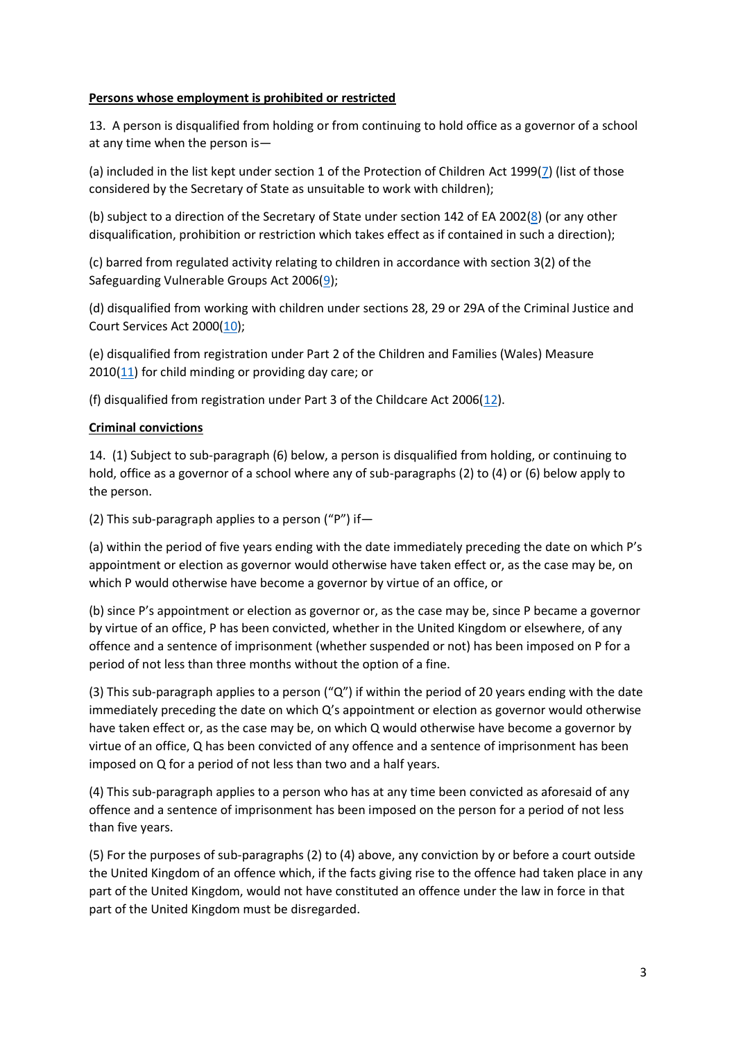**Persons whose employment is prohibited or restricted**

13. A person is disqualified from holding or from continuing to hold office as a governor of a school at any time when the person is—

(a) included in the list kept under section 1 of the Protection of Children Act 1999([7]) (list of those considered by the Secretary of State as unsuitable to work with children);

(b) subject to a direction of the Secretary of State under section 142 of EA 2002([8]) (or any other disqualification, prohibition or restriction which takes effect as if contained in such a direction);

(c) barred from regulated activity relating to children in accordance with section 3(2) of the Safeguarding Vulnerable Groups Act 2006([9]);

(d) disqualified from working with children under sections 28, 29 or 29A of the Criminal Justice and Court Services Act 2000([10]);

(e) disqualified from registration under Part 2 of the Children and Families (Wales) Measure 2010([11]) for child minding or providing day care; or

(f) disqualified from registration under Part 3 of the Childcare Act 2006([12]).

**Criminal convictions**

14. (1) Subject to sub-paragraph (6) below, a person is disqualified from holding, or continuing to hold, office as a governor of a school where any of sub-paragraphs (2) to (4) or (6) below apply to the person.

(2) This sub-paragraph applies to a person ("P") if—

(a) within the period of five years ending with the date immediately preceding the date on which P's appointment or election as governor would otherwise have taken effect or, as the case may be, on which P would otherwise have become a governor by virtue of an office, or

(b) since P's appointment or election as governor or, as the case may be, since P became a governor by virtue of an office, P has been convicted, whether in the United Kingdom or elsewhere, of any offence and a sentence of imprisonment (whether suspended or not) has been imposed on P for a period of not less than three months without the option of a fine.

(3) This sub-paragraph applies to a person ("Q") if within the period of 20 years ending with the date immediately preceding the date on which Q's appointment or election as governor would otherwise have taken effect or, as the case may be, on which Q would otherwise have become a governor by virtue of an office, Q has been convicted of any offence and a sentence of imprisonment has been imposed on Q for a period of not less than two and a half years.

(4) This sub-paragraph applies to a person who has at any time been convicted as aforesaid of any offence and a sentence of imprisonment has been imposed on the person for a period of not less than five years.

(5) For the purposes of sub-paragraphs (2) to (4) above, any conviction by or before a court outside the United Kingdom of an offence which, if the facts giving rise to the offence had taken place in any part of the United Kingdom, would not have constituted an offence under the law in force in that part of the United Kingdom must be disregarded.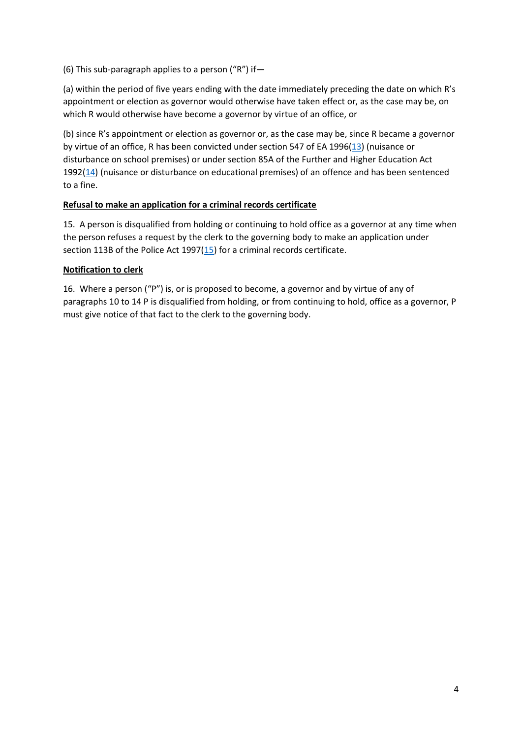(6) This sub-paragraph applies to a person ("R") if—

(a) within the period of five years ending with the date immediately preceding the date on which R's appointment or election as governor would otherwise have taken effect or, as the case may be, on which R would otherwise have become a governor by virtue of an office, or

(b) since R's appointment or election as governor or, as the case may be, since R became a governor by virtue of an office, R has been convicted under section 547 of EA 1996[13] (nuisance or disturbance on school premises) or under section 85A of the Further and Higher Education Act 1992[14] (nuisance or disturbance on educational premises) of an offence and has been sentenced to a fine.

**Refusal to make an application for a criminal records certificate**

15. A person is disqualified from holding or continuing to hold office as a governor at any time when the person refuses a request by the clerk to the governing body to make an application under section 113B of the Police Act 1997[15] for a criminal records certificate.

**Notification to clerk**

16. Where a person ("P") is, or is proposed to become, a governor and by virtue of any of paragraphs 10 to 14 P is disqualified from holding, or from continuing to hold, office as a governor, P must give notice of that fact to the clerk to the governing body.